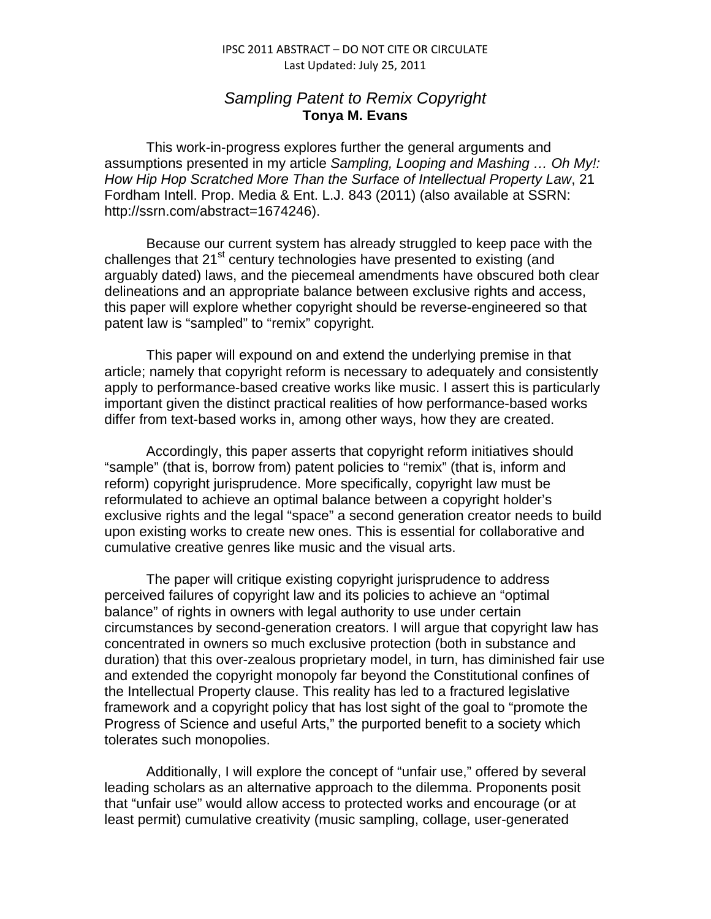IPSC 2011 ABSTRACT – DO NOT CITE OR CIRCULATE
Last Updated: July 25, 2011

# *Sampling Patent to Remix Copyright*

**Tonya M. Evans**

This work-in-progress explores further the general arguments and assumptions presented in my article *Sampling, Looping and Mashing … Oh My!: How Hip Hop Scratched More Than the Surface of Intellectual Property Law*, 21 Fordham Intell. Prop. Media & Ent. L.J. 843 (2011) (also available at SSRN: http://ssrn.com/abstract=1674246).

Because our current system has already struggled to keep pace with the challenges that 21st century technologies have presented to existing (and arguably dated) laws, and the piecemeal amendments have obscured both clear delineations and an appropriate balance between exclusive rights and access, this paper will explore whether copyright should be reverse-engineered so that patent law is "sampled" to "remix" copyright.

This paper will expound on and extend the underlying premise in that article; namely that copyright reform is necessary to adequately and consistently apply to performance-based creative works like music. I assert this is particularly important given the distinct practical realities of how performance-based works differ from text-based works in, among other ways, how they are created.

Accordingly, this paper asserts that copyright reform initiatives should "sample" (that is, borrow from) patent policies to "remix" (that is, inform and reform) copyright jurisprudence. More specifically, copyright law must be reformulated to achieve an optimal balance between a copyright holder's exclusive rights and the legal "space" a second generation creator needs to build upon existing works to create new ones. This is essential for collaborative and cumulative creative genres like music and the visual arts.

The paper will critique existing copyright jurisprudence to address perceived failures of copyright law and its policies to achieve an "optimal balance" of rights in owners with legal authority to use under certain circumstances by second-generation creators. I will argue that copyright law has concentrated in owners so much exclusive protection (both in substance and duration) that this over-zealous proprietary model, in turn, has diminished fair use and extended the copyright monopoly far beyond the Constitutional confines of the Intellectual Property clause. This reality has led to a fractured legislative framework and a copyright policy that has lost sight of the goal to "promote the Progress of Science and useful Arts," the purported benefit to a society which tolerates such monopolies.

Additionally, I will explore the concept of "unfair use," offered by several leading scholars as an alternative approach to the dilemma. Proponents posit that "unfair use" would allow access to protected works and encourage (or at least permit) cumulative creativity (music sampling, collage, user-generated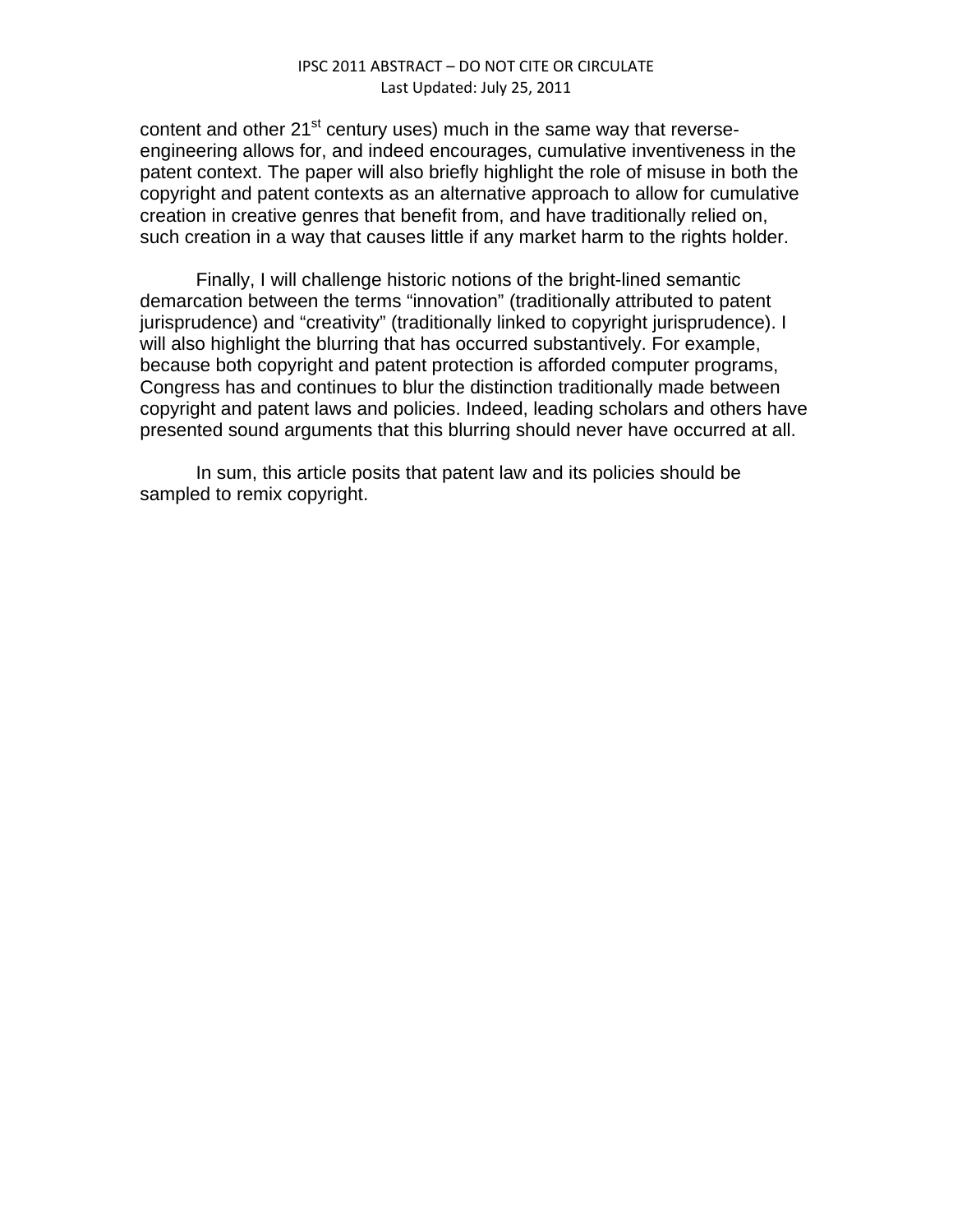content and other 21st century uses) much in the same way that reverse-engineering allows for, and indeed encourages, cumulative inventiveness in the patent context. The paper will also briefly highlight the role of misuse in both the copyright and patent contexts as an alternative approach to allow for cumulative creation in creative genres that benefit from, and have traditionally relied on, such creation in a way that causes little if any market harm to the rights holder.

Finally, I will challenge historic notions of the bright-lined semantic demarcation between the terms "innovation" (traditionally attributed to patent jurisprudence) and "creativity" (traditionally linked to copyright jurisprudence). I will also highlight the blurring that has occurred substantively. For example, because both copyright and patent protection is afforded computer programs, Congress has and continues to blur the distinction traditionally made between copyright and patent laws and policies. Indeed, leading scholars and others have presented sound arguments that this blurring should never have occurred at all.

In sum, this article posits that patent law and its policies should be sampled to remix copyright.